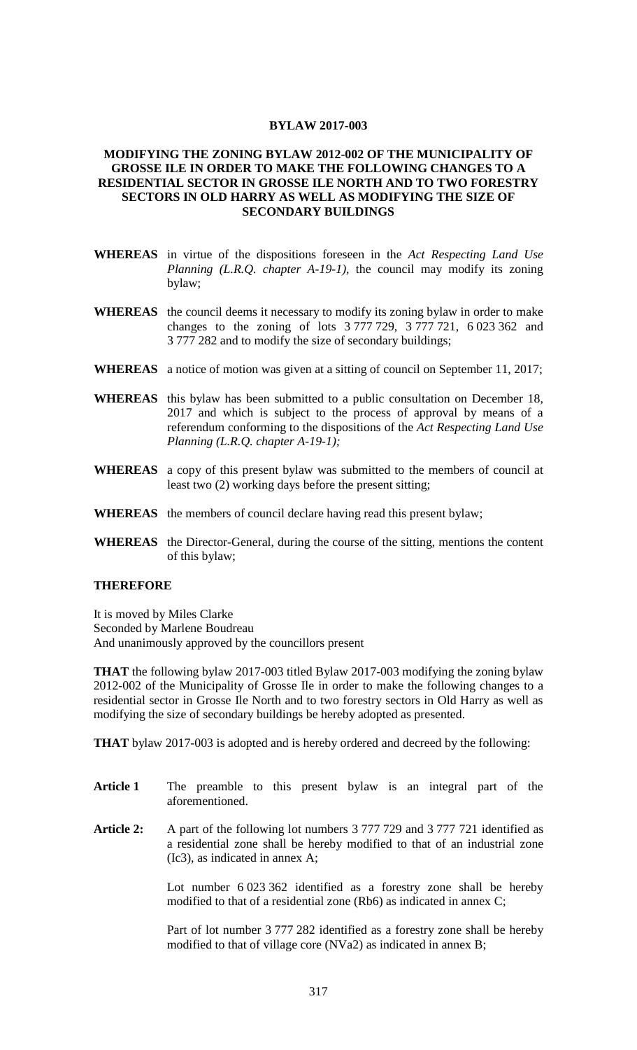# BYLAW 2017-003

## MODIFYING THE ZONING BYLAW 2012-002 OF THE MUNICIPALITY OF GROSSE ILE IN ORDER TO MAKE THE FOLLOWING CHANGES TO A RESIDENTIAL SECTOR IN GROSSE ILE NORTH AND TO TWO FORESTRY SECTORS IN OLD HARRY AS WELL AS MODIFYING THE SIZE OF SECONDARY BUILDINGS

**WHEREAS** in virtue of the dispositions foreseen in the *Act Respecting Land Use Planning (L.R.Q. chapter A-19-1),* the council may modify its zoning bylaw;

**WHEREAS** the council deems it necessary to modify its zoning bylaw in order to make changes to the zoning of lots 3 777 729, 3 777 721, 6 023 362 and 3 777 282 and to modify the size of secondary buildings;

**WHEREAS** a notice of motion was given at a sitting of council on September 11, 2017;

**WHEREAS** this bylaw has been submitted to a public consultation on December 18, 2017 and which is subject to the process of approval by means of a referendum conforming to the dispositions of the *Act Respecting Land Use Planning (L.R.Q. chapter A-19-1);*

**WHEREAS** a copy of this present bylaw was submitted to the members of council at least two (2) working days before the present sitting;

**WHEREAS** the members of council declare having read this present bylaw;

**WHEREAS** the Director-General, during the course of the sitting, mentions the content of this bylaw;

**THEREFORE**

It is moved by Miles Clarke
Seconded by Marlene Boudreau
And unanimously approved by the councillors present

**THAT** the following bylaw 2017-003 titled Bylaw 2017-003 modifying the zoning bylaw 2012-002 of the Municipality of Grosse Ile in order to make the following changes to a residential sector in Grosse Ile North and to two forestry sectors in Old Harry as well as modifying the size of secondary buildings be hereby adopted as presented.

**THAT** bylaw 2017-003 is adopted and is hereby ordered and decreed by the following:

**Article 1** The preamble to this present bylaw is an integral part of the aforementioned.

**Article 2:** A part of the following lot numbers 3 777 729 and 3 777 721 identified as a residential zone shall be hereby modified to that of an industrial zone (Ic3), as indicated in annex A;

Lot number 6 023 362 identified as a forestry zone shall be hereby modified to that of a residential zone (Rb6) as indicated in annex C;

Part of lot number 3 777 282 identified as a forestry zone shall be hereby modified to that of village core (NVa2) as indicated in annex B;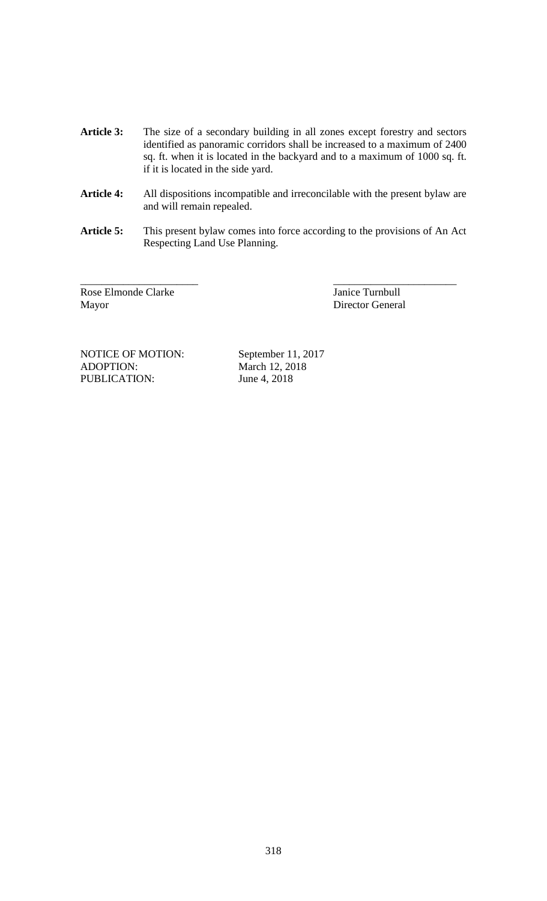**Article 3:** The size of a secondary building in all zones except forestry and sectors identified as panoramic corridors shall be increased to a maximum of 2400 sq. ft. when it is located in the backyard and to a maximum of 1000 sq. ft. if it is located in the side yard.

**Article 4:** All dispositions incompatible and irreconcilable with the present bylaw are and will remain repealed.

**Article 5:** This present bylaw comes into force according to the provisions of An Act Respecting Land Use Planning.

| | |
|---|---|
| _____________________ | _____________________ |
| Rose Elmonde Clarke | Janice Turnbull |
| Mayor | Director General |

| | |
|---|---|
| NOTICE OF MOTION: | September 11, 2017 |
| ADOPTION: | March 12, 2018 |
| PUBLICATION: | June 4, 2018 |